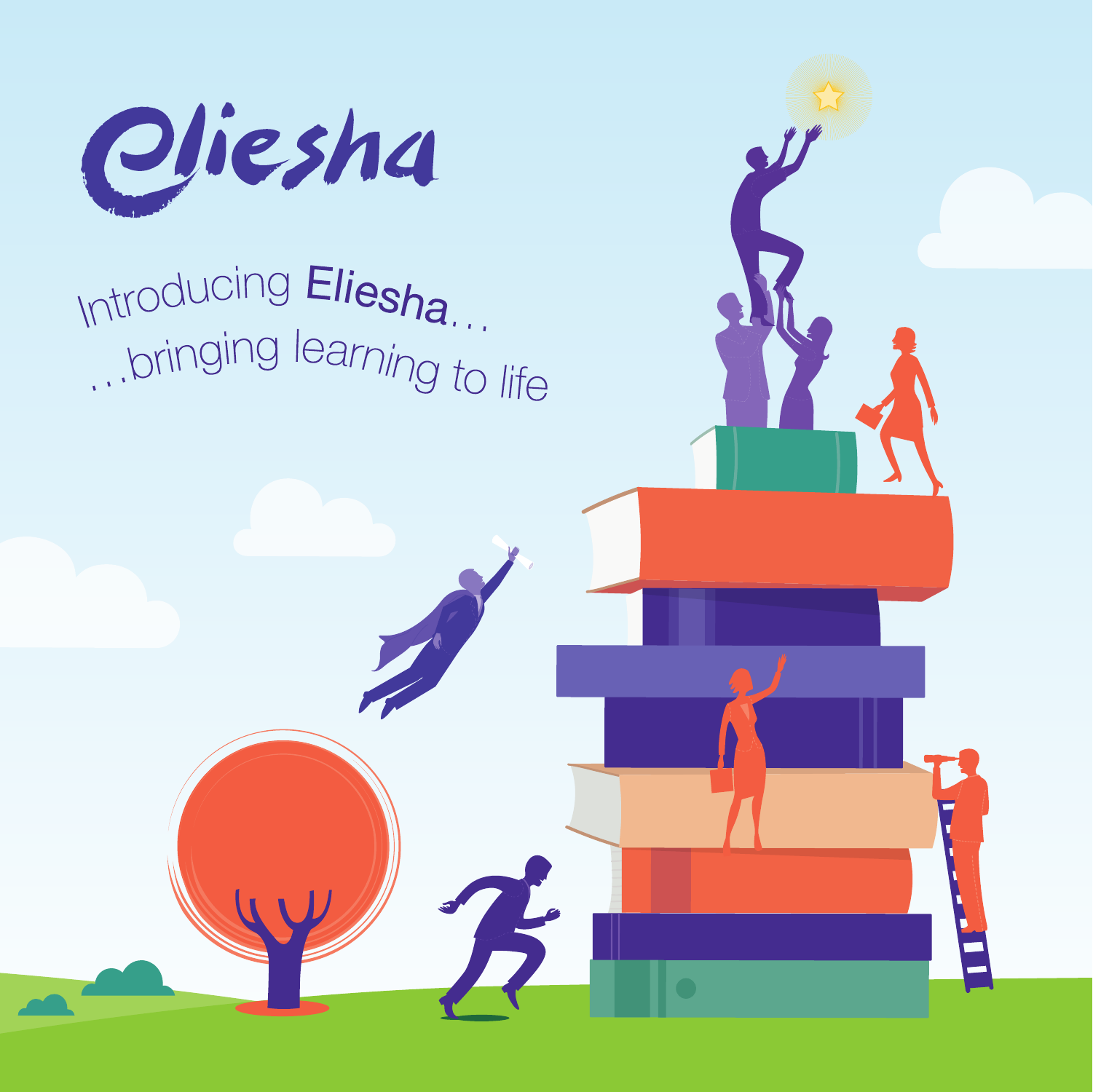# Eliesha

Introducing **Eliesha**...

...bringing learning to life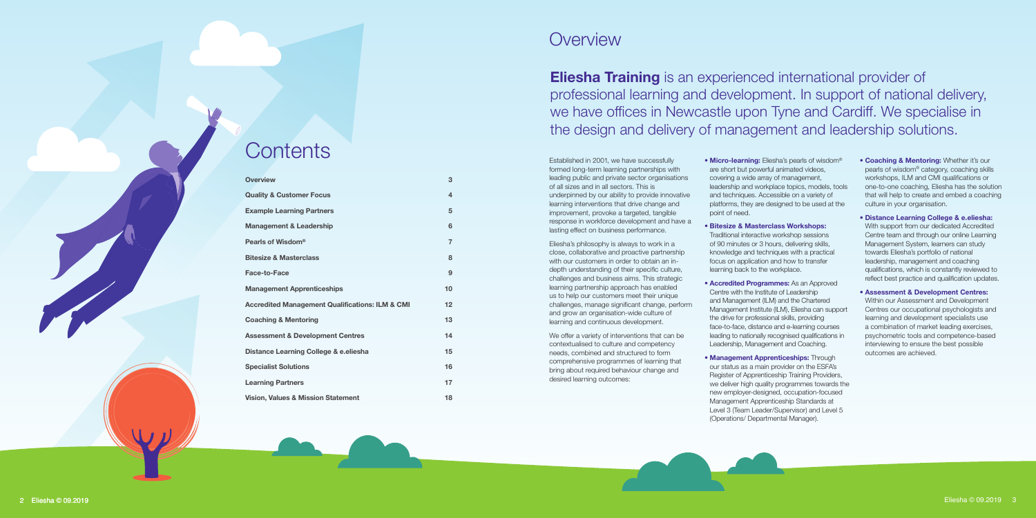# Contents

| | |
|---|---|
| **Overview** | **3** |
| **Quality & Customer Focus** | **4** |
| **Example Learning Partners** | **5** |
| **Management & Leadership** | **6** |
| **Pearls of Wisdom®** | **7** |
| **Bitesize & Masterclass** | **8** |
| **Face-to-Face** | **9** |
| **Management Apprenticeships** | **10** |
| **Accredited Management Qualifications: ILM & CMI** | **12** |
| **Coaching & Mentoring** | **13** |
| **Assessment & Development Centres** | **14** |
| **Distance Learning College & e.eliesha** | **15** |
| **Specialist Solutions** | **16** |
| **Learning Partners** | **17** |
| **Vision, Values & Mission Statement** | **18** |

# Overview

**Eliesha Training** is an experienced international provider of professional learning and development. In support of national delivery, we have offices in Newcastle upon Tyne and Cardiff. We specialise in the design and delivery of management and leadership solutions.

Established in 2001, we have successfully formed long-term learning partnerships with leading public and private sector organisations of all sizes and in all sectors. This is underpinned by our ability to provide innovative learning interventions that drive change and improvement, provoke a targeted, tangible response in workforce development and have a lasting effect on business performance.

Eliesha's philosophy is always to work in a close, collaborative and proactive partnership with our customers in order to obtain an in-depth understanding of their specific culture, challenges and business aims. This strategic learning partnership approach has enabled us to help our customers meet their unique challenges, manage significant change, perform and grow an organisation-wide culture of learning and continuous development.

We offer a variety of interventions that can be contextualised to culture and competency needs, combined and structured to form comprehensive programmes of learning that bring about required behaviour change and desired learning outcomes:

- **Micro-learning:** Eliesha's pearls of wisdom® are short but powerful animated videos, covering a wide array of management, leadership and workplace topics, models, tools and techniques. Accessible on a variety of platforms, they are designed to be used at the point of need.
- **Bitesize & Masterclass Workshops:** Traditional interactive workshop sessions of 90 minutes or 3 hours, delivering skills, knowledge and techniques with a practical focus on application and how to transfer learning back to the workplace.
- **Accredited Programmes:** As an Approved Centre with the Institute of Leadership and Management (ILM) and the Chartered Management Institute (ILM), Eliesha can support the drive for professional skills, providing face-to-face, distance and e-learning courses leading to nationally recognised qualifications in Leadership, Management and Coaching.
- **Management Apprenticeships:** Through our status as a main provider on the ESFA's Register of Apprenticeship Training Providers, we deliver high quality programmes towards the new employer-designed, occupation-focused Management Apprenticeship Standards at Level 3 (Team Leader/Supervisor) and Level 5 (Operations/ Departmental Manager).
- **Coaching & Mentoring:** Whether it's our pearls of wisdom® category, coaching skills workshops, ILM and CMI qualifications or one-to-one coaching, Eliesha has the solution that will help to create and embed a coaching culture in your organisation.
- **Distance Learning College & e.eliesha:** With support from our dedicated Accredited Centre team and through our online Learning Management System, learners can study towards Eliesha's portfolio of national leadership, management and coaching qualifications, which is constantly reviewed to reflect best practice and qualification updates.
- **Assessment & Development Centres:** Within our Assessment and Development Centres our occupational psychologists and learning and development specialists use a combination of market leading exercises, psychometric tools and competence-based interviewing to ensure the best possible outcomes are achieved.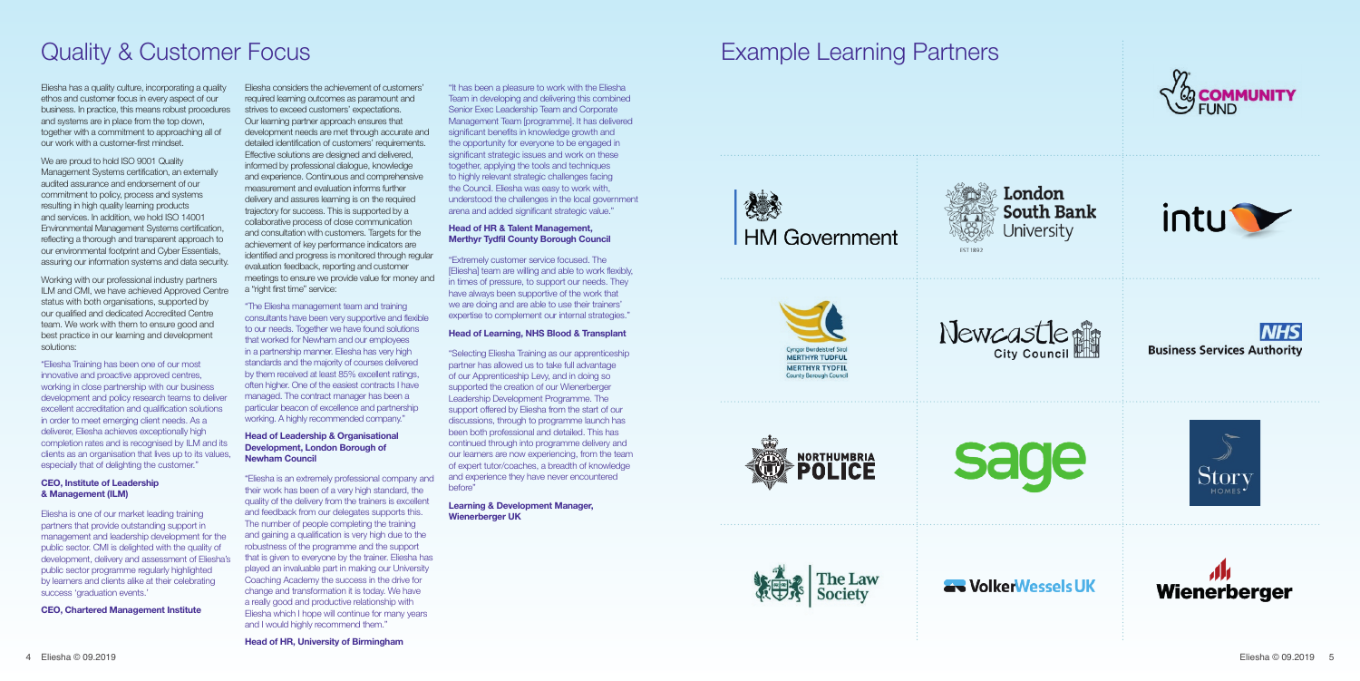# Quality & Customer Focus

Eliesha has a quality culture, incorporating a quality ethos and customer focus in every aspect of our business. In practice, this means robust procedures and systems are in place from the top down, together with a commitment to approaching all of our work with a customer-first mindset.

We are proud to hold ISO 9001 Quality Management Systems certification, an externally audited assurance and endorsement of our commitment to policy, process and systems resulting in high quality learning products and services. In addition, we hold ISO 14001 Environmental Management Systems certification, reflecting a thorough and transparent approach to our environmental footprint and Cyber Essentials, assuring our information systems and data security.

Working with our professional industry partners ILM and CMI, we have achieved Approved Centre status with both organisations, supported by our qualified and dedicated Accredited Centre team. We work with them to ensure good and best practice in our learning and development solutions:

"Eliesha Training has been one of our most innovative and proactive approved centres, working in close partnership with our business development and policy research teams to deliver excellent accreditation and qualification solutions in order to meet emerging client needs. As a deliverer, Eliesha achieves exceptionally high completion rates and is recognised by ILM and its clients as an organisation that lives up to its values, especially that of delighting the customer."

**CEO, Institute of Leadership & Management (ILM)**

Eliesha is one of our market leading training partners that provide outstanding support in management and leadership development for the public sector. CMI is delighted with the quality of development, delivery and assessment of Eliesha's public sector programme regularly highlighted by learners and clients alike at their celebrating success 'graduation events.'

**CEO, Chartered Management Institute**

Eliesha considers the achievement of customers' required learning outcomes as paramount and strives to exceed customers' expectations. Our learning partner approach ensures that development needs are met through accurate and detailed identification of customers' requirements. Effective solutions are designed and delivered, informed by professional dialogue, knowledge and experience. Continuous and comprehensive measurement and evaluation informs further delivery and assures learning is on the required trajectory for success. This is supported by a collaborative process of close communication and consultation with customers. Targets for the achievement of key performance indicators are identified and progress is monitored through regular evaluation feedback, reporting and customer meetings to ensure we provide value for money and a "right first time" service:

"The Eliesha management team and training consultants have been very supportive and flexible to our needs. Together we have found solutions that worked for Newham and our employees in a partnership manner. Eliesha has very high standards and the majority of courses delivered by them received at least 85% excellent ratings, often higher. One of the easiest contracts I have managed. The contract manager has been a particular beacon of excellence and partnership working. A highly recommended company."

**Head of Leadership & Organisational Development, London Borough of Newham Council**

"Eliesha is an extremely professional company and their work has been of a very high standard, the quality of the delivery from the trainers is excellent and feedback from our delegates supports this. The number of people completing the training and gaining a qualification is very high due to the robustness of the programme and the support that is given to everyone by the trainer. Eliesha has played an invaluable part in making our University Coaching Academy the success in the drive for change and transformation it is today. We have a really good and productive relationship with Eliesha which I hope will continue for many years and I would highly recommend them."

**Head of HR, University of Birmingham**

"It has been a pleasure to work with the Eliesha Team in developing and delivering this combined Senior Exec Leadership Team and Corporate Management Team [programme]. It has delivered significant benefits in knowledge growth and the opportunity for everyone to be engaged in significant strategic issues and work on these together, applying the tools and techniques to highly relevant strategic challenges facing the Council. Eliesha was easy to work with, understood the challenges in the local government arena and added significant strategic value."

**Head of HR & Talent Management, Merthyr Tydfil County Borough Council**

"Extremely customer service focused. The [Eliesha] team are willing and able to work flexibly, in times of pressure, to support our needs. They have always been supportive of the work that we are doing and are able to use their trainers' expertise to complement our internal strategies."

**Head of Learning, NHS Blood & Transplant**

"Selecting Eliesha Training as our apprenticeship partner has allowed us to take full advantage of our Apprenticeship Levy, and in doing so supported the creation of our Wienerberger Leadership Development Programme. The support offered by Eliesha from the start of our discussions, through to programme launch has been both professional and detailed. This has continued through into programme delivery and our learners are now experiencing, from the team of expert tutor/coaches, a breadth of knowledge and experience they have never encountered before"

**Learning & Development Manager, Wienerberger UK**

# Example Learning Partners

Community Fund

HM Government

London South Bank University

intu

Cyngor Bwrdeistref Sirol Merthyr Tudful / Merthyr Tydfil County Borough Council

Newcastle City Council

NHS Business Services Authority

Northumbria Police

sage

Story Homes

The Law Society

VolkerWessels UK

Wienerberger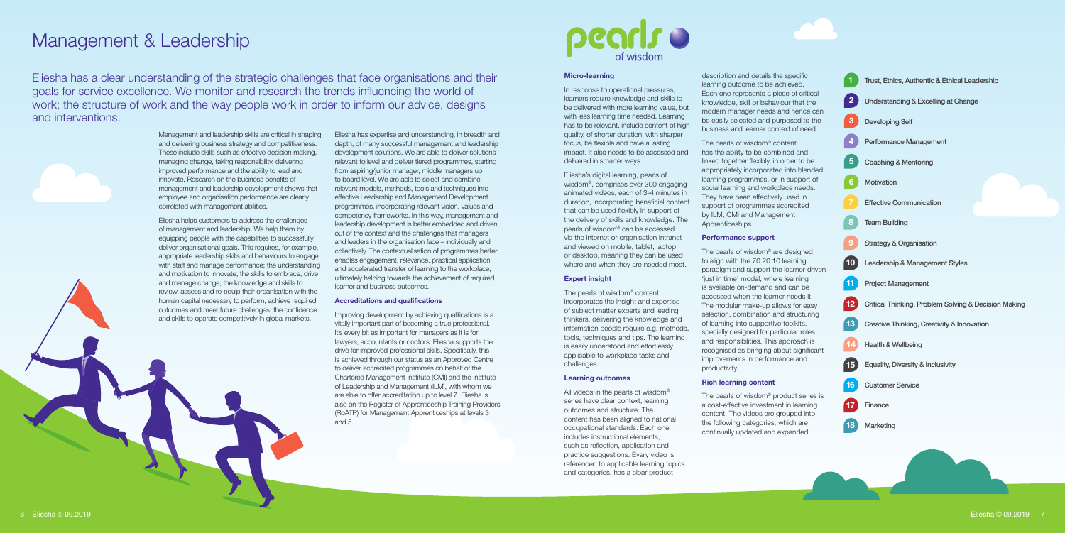# Management & Leadership

Eliesha has a clear understanding of the strategic challenges that face organisations and their goals for service excellence. We monitor and research the trends influencing the world of work; the structure of work and the way people work in order to inform our advice, designs and interventions.

Management and leadership skills are critical in shaping and delivering business strategy and competitiveness. These include skills such as effective decision making, managing change, taking responsibility, delivering improved performance and the ability to lead and innovate. Research on the business benefits of management and leadership development shows that employee and organisation performance are clearly correlated with management abilities.

Eliesha helps customers to address the challenges of management and leadership. We help them by equipping people with the capabilities to successfully deliver organisational goals. This requires, for example, appropriate leadership skills and behaviours to engage with staff and manage performance; the understanding and motivation to innovate; the skills to embrace, drive and manage change; the knowledge and skills to review, assess and re-equip their organisation with the human capital necessary to perform, achieve required outcomes and meet future challenges; the confidence and skills to operate competitively in global markets.

Eliesha has expertise and understanding, in breadth and depth, of many successful management and leadership development solutions. We are able to deliver solutions relevant to level and deliver tiered programmes, starting from aspiring/junior manager, middle managers up to board level. We are able to select and combine relevant models, methods, tools and techniques into effective Leadership and Management Development programmes, incorporating relevant vision, values and competency frameworks. In this way, management and leadership development is better embedded and driven out of the context and the challenges that managers and leaders in the organisation face – individually and collectively. The contextualisation of programmes better enables engagement, relevance, practical application and accelerated transfer of learning to the workplace, ultimately helping towards the achievement of required learner and business outcomes.

### Accreditations and qualifications

Improving development by achieving qualifications is a vitally important part of becoming a true professional. It's every bit as important for managers as it is for lawyers, accountants or doctors. Eliesha supports the drive for improved professional skills. Specifically, this is achieved through our status as an Approved Centre to deliver accredited programmes on behalf of the Chartered Management Institute (CMI) and the Institute of Leadership and Management (ILM), with whom we are able to offer accreditation up to level 7. Eliesha is also on the Register of Apprenticeship Training Providers (RoATP) for Management Apprenticeships at levels 3 and 5.

## pearls of wisdom

### Micro-learning

In response to operational pressures, learners require knowledge and skills to be delivered with more learning value, but with less learning time needed. Learning has to be relevant, include content of high quality, of shorter duration, with sharper focus, be flexible and have a lasting impact. It also needs to be accessed and delivered in smarter ways.

Eliesha's digital learning, pearls of wisdom®, comprises over 300 engaging animated videos, each of 3-4 minutes in duration, incorporating beneficial content that can be used flexibly in support of the delivery of skills and knowledge. The pearls of wisdom® can be accessed via the internet or organisation intranet and viewed on mobile, tablet, laptop or desktop, meaning they can be used where and when they are needed most.

### Expert insight

The pearls of wisdom® content incorporates the insight and expertise of subject matter experts and leading thinkers, delivering the knowledge and information people require e.g. methods, tools, techniques and tips. The learning is easily understood and effortlessly applicable to workplace tasks and challenges.

### Learning outcomes

All videos in the pearls of wisdom® series have clear context, learning outcomes and structure. The content has been aligned to national occupational standards. Each one includes instructional elements, such as reflection, application and practice suggestions. Every video is referenced to applicable learning topics and categories, has a clear product description and details the specific learning outcome to be achieved. Each one represents a piece of critical knowledge, skill or behaviour that the modern manager needs and hence can be easily selected and purposed to the business and learner context of need.

The pearls of wisdom® content has the ability to be combined and linked together flexibly, in order to be appropriately incorporated into blended learning programmes, or in support of social learning and workplace needs. They have been effectively used in support of programmes accredited by ILM, CMI and Management Apprenticeships.

### Performance support

The pearls of wisdom® are designed to align with the 70:20:10 learning paradigm and support the learner-driven 'just in time' model, where learning is available on-demand and can be accessed when the learner needs it. The modular make-up allows for easy selection, combination and structuring of learning into supportive toolkits, specially designed for particular roles and responsibilities. This approach is recognised as bringing about significant improvements in performance and productivity.

### Rich learning content

The pearls of wisdom® product series is a cost-effective investment in learning content. The videos are grouped into the following categories, which are continually updated and expanded:

1. Trust, Ethics, Authentic & Ethical Leadership
2. Understanding & Excelling at Change
3. Developing Self
4. Performance Management
5. Coaching & Mentoring
6. Motivation
7. Effective Communication
8. Team Building
9. Strategy & Organisation
10. Leadership & Management Styles
11. Project Management
12. Critical Thinking, Problem Solving & Decision Making
13. Creative Thinking, Creativity & Innovation
14. Health & Wellbeing
15. Equality, Diversity & Inclusivity
16. Customer Service
17. Finance
18. Marketing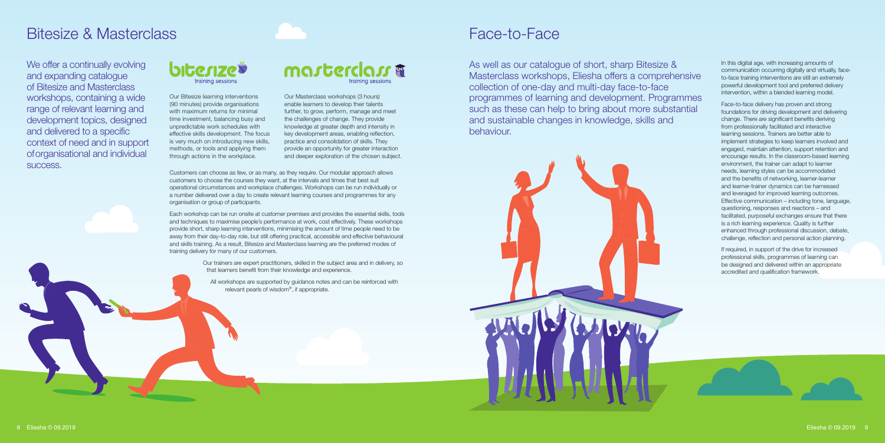# Bitesize & Masterclass

We offer a continually evolving and expanding catalogue of Bitesize and Masterclass workshops, containing a wide range of relevant learning and development topics, designed and delivered to a specific context of need and in support of organisational and individual success.

## bitesize training sessions

Our Bitesize learning interventions (90 minutes) provide organisations with maximum returns for minimal time investment, balancing busy and unpredictable work schedules with effective skills development. The focus is very much on introducing new skills, methods, or tools and applying them through actions in the workplace.

## masterclass training sessions

Our Masterclass workshops (3 hours) enable learners to develop their talents further, to grow, perform, manage and meet the challenges of change. They provide knowledge at greater depth and intensity in key development areas, enabling reflection, practice and consolidation of skills. They provide an opportunity for greater interaction and deeper exploration of the chosen subject.

Customers can choose as few, or as many, as they require. Our modular approach allows customers to choose the courses they want, at the intervals and times that best suit operational circumstances and workplace challenges. Workshops can be run individually or a number delivered over a day to create relevant learning courses and programmes for any organisation or group of participants.

Each workshop can be run onsite at customer premises and provides the essential skills, tools and techniques to maximise people's performance at work, cost effectively. These workshops provide short, sharp learning interventions, minimising the amount of time people need to be away from their day-to-day role, but still offering practical, accessible and effective behavioural and skills training. As a result, Bitesize and Masterclass learning are the preferred modes of training delivery for many of our customers.

Our trainers are expert practitioners, skilled in the subject area and in delivery, so that learners benefit from their knowledge and experience.

All workshops are supported by guidance notes and can be reinforced with relevant pearls of wisdom®, if appropriate.

# Face-to-Face

As well as our catalogue of short, sharp Bitesize & Masterclass workshops, Eliesha offers a comprehensive collection of one-day and multi-day face-to-face programmes of learning and development. Programmes such as these can help to bring about more substantial and sustainable changes in knowledge, skills and behaviour.

In this digital age, with increasing amounts of communication occurring digitally and virtually, face-to-face training interventions are still an extremely powerful development tool and preferred delivery intervention, within a blended learning model.

Face-to-face delivery has proven and strong foundations for driving development and delivering change. There are significant benefits deriving from professionally facilitated and interactive learning sessions. Trainers are better able to implement strategies to keep learners involved and engaged, maintain attention, support retention and encourage results. In the classroom-based learning environment, the trainer can adapt to learner needs, learning styles can be accommodated and the benefits of networking, learner-learner and learner-trainer dynamics can be harnessed and leveraged for improved learning outcomes. Effective communication – including tone, language, questioning, responses and reactions – and facilitated, purposeful exchanges ensure that there is a rich learning experience. Quality is further enhanced through professional discussion, debate, challenge, reflection and personal action planning.

If required, in support of the drive for increased professional skills, programmes of learning can be designed and delivered within an appropriate accredited and qualification framework.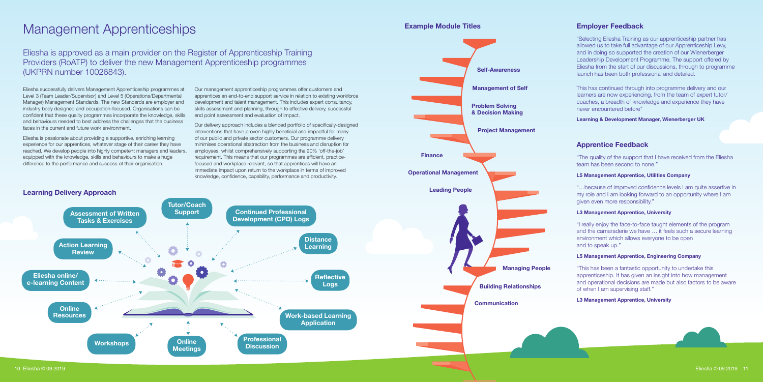# Management Apprenticeships

Eliesha is approved as a main provider on the Register of Apprenticeship Training Providers (RoATP) to deliver the new Management Apprenticeship programmes (UKPRN number 10026843).

Eliesha successfully delivers Management Apprenticeship programmes at Level 3 (Team Leader/Supervisor) and Level 5 (Operations/Departmental Manager) Management Standards. The new Standards are employer and industry body designed and occupation-focused. Organisations can be confident that these quality programmes incorporate the knowledge, skills and behaviours needed to best address the challenges that the business faces in the current and future work environment.

Eliesha is passionate about providing a supportive, enriching learning experience for our apprentices, whatever stage of their career they have reached. We develop people into highly competent managers and leaders, equipped with the knowledge, skills and behaviours to make a huge difference to the performance and success of their organisation.

Our management apprenticeship programmes offer customers and apprentices an end-to-end support service in relation to existing workforce development and talent management. This includes expert consultancy, skills assessment and planning, through to effective delivery, successful end point assessment and evaluation of impact.

Our delivery approach includes a blended portfolio of specifically-designed interventions that have proven highly beneficial and impactful for many of our public and private sector customers. Our programme delivery minimises operational abstraction from the business and disruption for employees, whilst comprehensively supporting the 20% 'off-the-job' requirement. This means that our programmes are efficient, practice-focused and workplace relevant, so that apprentices will have an immediate impact upon return to the workplace in terms of improved knowledge, confidence, capability, performance and productivity.

## Learning Delivery Approach

- Tutor/Coach Support
- Continued Professional Development (CPD) Logs
- Distance Learning
- Reflective Logs
- Work-based Learning Application
- Professional Discussion
- Online Meetings
- Workshops
- Online Resources
- Eliesha online/e-learning Content
- Action Learning Review
- Assessment of Written Tasks & Exercises

## Example Module Titles

- Self-Awareness
- Management of Self
- Problem Solving & Decision Making
- Project Management
- Finance
- Operational Management
- Leading People
- Managing People
- Building Relationships
- Communication

## Employer Feedback

"Selecting Eliesha Training as our apprenticeship partner has allowed us to take full advantage of our Apprenticeship Levy, and in doing so supported the creation of our Wienerberger Leadership Development Programme. The support offered by Eliesha from the start of our discussions, through to programme launch has been both professional and detailed.

This has continued through into programme delivery and our learners are now experiencing, from the team of expert tutor/coaches, a breadth of knowledge and experience they have never encountered before"

**Learning & Development Manager, Wienerberger UK**

## Apprentice Feedback

"The quality of the support that I have received from the Eliesha team has been second to none."

**L5 Management Apprentice, Utilities Company**

"…because of improved confidence levels I am quite assertive in my role and I am looking forward to an opportunity where I am given even more responsibility."

**L3 Management Apprentice, University**

"I really enjoy the face-to-face taught elements of the program and the camaraderie we have … it feels such a secure learning environment which allows everyone to be open and to speak up."

**L5 Management Apprentice, Engineering Company**

"This has been a fantastic opportunity to undertake this apprenticeship. It has given an insight into how management and operational decisions are made but also factors to be aware of when I am supervising staff."

**L3 Management Apprentice, University**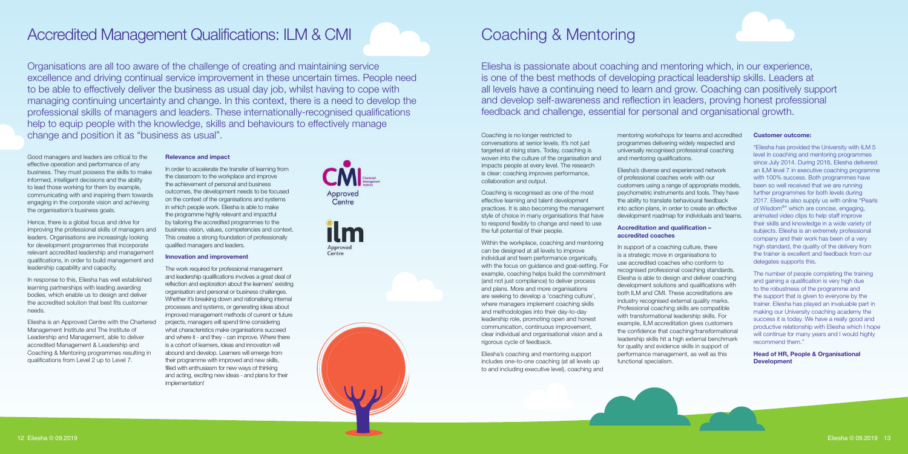# Accredited Management Qualifications: ILM & CMI

Organisations are all too aware of the challenge of creating and maintaining service excellence and driving continual service improvement in these uncertain times. People need to be able to effectively deliver the business as usual day job, whilst having to cope with managing continuing uncertainty and change. In this context, there is a need to develop the professional skills of managers and leaders. These internationally-recognised qualifications help to equip people with the knowledge, skills and behaviours to effectively manage change and position it as "business as usual".

Good managers and leaders are critical to the effective operation and performance of any business. They must possess the skills to make informed, intelligent decisions and the ability to lead those working for them by example, communicating with and inspiring them towards engaging in the corporate vision and achieving the organisation's business goals.

Hence, there is a global focus and drive for improving the professional skills of managers and leaders. Organisations are increasingly looking for development programmes that incorporate relevant accredited leadership and management qualifications, in order to build management and leadership capability and capacity.

In response to this, Eliesha has well established learning partnerships with leading awarding bodies, which enable us to design and deliver the accredited solution that best fits customer needs.

Eliesha is an Approved Centre with the Chartered Management Institute and The Institute of Leadership and Management, able to deliver accredited Management & Leadership and Coaching & Mentoring programmes resulting in qualifications from Level 2 up to Level 7.

### Relevance and impact

In order to accelerate the transfer of learning from the classroom to the workplace and improve the achievement of personal and business outcomes, the development needs to be focused on the context of the organisations and systems in which people work. Eliesha is able to make the programme highly relevant and impactful by tailoring the accredited programmes to the business vision, values, competencies and context. This creates a strong foundation of professionally qualified managers and leaders.

### Innovation and improvement

The work required for professional management and leadership qualifications involves a great deal of reflection and exploration about the learners' existing organisation and personal or business challenges. Whether it's breaking down and rationalising internal processes and systems, or generating ideas about improved management methods of current or future projects, managers will spend time considering what characteristics make organisations succeed and where it - and they - can improve. Where there is a cohort of learners, ideas and innovation will abound and develop. Learners will emerge from their programme with improved and new skills, filled with enthusiasm for new ways of thinking and acting, exciting new ideas - and plans for their implementation!

CMI Chartered Management Institute Approved Centre

ilm Approved Centre

# Coaching & Mentoring

Eliesha is passionate about coaching and mentoring which, in our experience, is one of the best methods of developing practical leadership skills. Leaders at all levels have a continuing need to learn and grow. Coaching can positively support and develop self-awareness and reflection in leaders, proving honest professional feedback and challenge, essential for personal and organisational growth.

Coaching is no longer restricted to conversations at senior levels. It's not just targeted at rising stars. Today, coaching is woven into the culture of the organisation and impacts people at every level. The research is clear: coaching improves performance, collaboration and output.

Coaching is recognised as one of the most effective learning and talent development practices. It is also becoming the management style of choice in many organisations that have to respond flexibly to change and need to use the full potential of their people.

Within the workplace, coaching and mentoring can be designed at all levels to improve individual and team performance organically, with the focus on guidance and goal-setting. For example, coaching helps build the commitment (and not just compliance) to deliver process and plans. More and more organisations are seeking to develop a 'coaching culture', where managers implement coaching skills and methodologies into their day-to-day leadership role, promoting open and honest communication, continuous improvement, clear individual and organisational vision and a rigorous cycle of feedback.

Eliesha's coaching and mentoring support includes one-to-one coaching (at all levels up to and including executive level), coaching and mentoring workshops for teams and accredited programmes delivering widely respected and universally recognised professional coaching and mentoring qualifications.

Eliesha's diverse and experienced network of professional coaches work with our customers using a range of appropriate models, psychometric instruments and tools. They have the ability to translate behavioural feedback into action plans, in order to create an effective development roadmap for individuals and teams.

### Accreditation and qualification – accredited coaches

In support of a coaching culture, there is a strategic move in organisations to use accredited coaches who conform to recognised professional coaching standards. Eliesha is able to design and deliver coaching development solutions and qualifications with both ILM and CMI. These accreditations are industry recognised external quality marks. Professional coaching skills are compatible with transformational leadership skills. For example, ILM accreditation gives customers the confidence that coaching/transformational leadership skills hit a high external benchmark for quality and evidence skills in support of performance management, as well as this functional specialism.

### Customer outcome:

"Eliesha has provided the University with ILM 5 level in coaching and mentoring programmes since July 2014. During 2016, Eliesha delivered an ILM level 7 in executive coaching programme with 100% success. Both programmes have been so well received that we are running further programmes for both levels during 2017. Eliesha also supply us with online "Pearls of Wisdom®" which are concise, engaging, animated video clips to help staff improve their skills and knowledge in a wide variety of subjects. Eliesha is an extremely professional company and their work has been of a very high standard, the quality of the delivery from the trainer is excellent and feedback from our delegates supports this.

The number of people completing the training and gaining a qualification is very high due to the robustness of the programme and the support that is given to everyone by the trainer. Eliesha has played an invaluable part in making our University coaching academy the success it is today. We have a really good and productive relationship with Eliesha which I hope will continue for many years and I would highly recommend them."

**Head of HR, People & Organisational Development**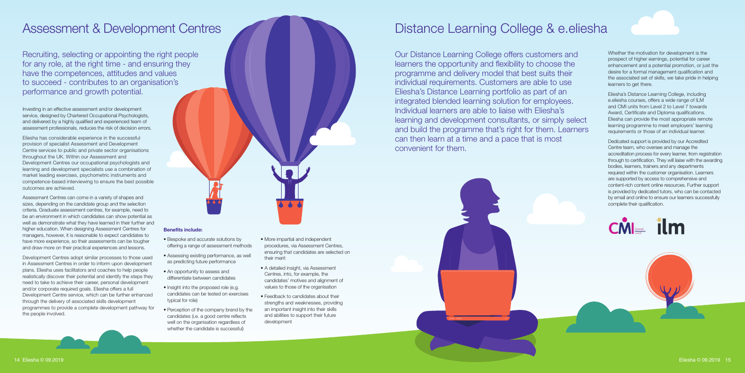# Assessment & Development Centres

Recruiting, selecting or appointing the right people for any role, at the right time - and ensuring they have the competences, attitudes and values to succeed - contributes to an organisation's performance and growth potential.

Investing in an effective assessment and/or development service, designed by Chartered Occupational Psychologists, and delivered by a highly qualified and experienced team of assessment professionals, reduces the risk of decision errors.

Eliesha has considerable experience in the successful provision of specialist Assessment and Development Centre services to public and private sector organisations throughout the UK. Within our Assessment and Development Centres our occupational psychologists and learning and development specialists use a combination of market leading exercises, psychometric instruments and competence-based interviewing to ensure the best possible outcomes are achieved.

Assessment Centres can come in a variety of shapes and sizes, depending on the candidate group and the selection criteria. Graduate assessment centres, for example, need to be an environment in which candidates can show potential as well as demonstrate what they have learned in their further and higher education. When designing Assessment Centres for managers, however, it is reasonable to expect candidates to have more experience, so their assessments can be tougher and draw more on their practical experiences and lessons.

Development Centres adopt similar processes to those used in Assessment Centres in order to inform upon development plans. Eliesha uses facilitators and coaches to help people realistically discover their potential and identify the steps they need to take to achieve their career, personal development and/or corporate required goals. Eliesha offers a full Development Centre service, which can be further enhanced through the delivery of associated skills development programmes to provide a complete development pathway for the people involved.

**Benefits include:**

- Bespoke and accurate solutions by offering a range of assessment methods
- Assessing existing performance, as well as predicting future performance
- An opportunity to assess and differentiate between candidates
- Insight into the proposed role (e.g. candidates can be tested on exercises typical for role)
- Perception of the company brand by the candidates (i.e. a good centre reflects well on the organisation regardless of whether the candidate is successful)
- More impartial and independent procedures, via Assessment Centres, ensuring that candidates are selected on their merit
- A detailed insight, via Assessment Centres, into, for example, the candidates' motives and alignment of values to those of the organisation
- Feedback to candidates about their strengths and weaknesses, providing an important insight into their skills and abilities to support their future development

# Distance Learning College & e.eliesha

Our Distance Learning College offers customers and learners the opportunity and flexibility to choose the programme and delivery model that best suits their individual requirements. Customers are able to use Eliesha's Distance Learning portfolio as part of an integrated blended learning solution for employees. Individual learners are able to liaise with Eliesha's learning and development consultants, or simply select and build the programme that's right for them. Learners can then learn at a time and a pace that is most convenient for them.

Whether the motivation for development is the prospect of higher earnings, potential for career enhancement and a potential promotion, or just the desire for a formal management qualification and the associated set of skills, we take pride in helping learners to get there.

Eliesha's Distance Learning College, including e.eliesha courses, offers a wide range of ILM and CMI units from Level 2 to Level 7 towards Award, Certificate and Diploma qualifications. Eliesha can provide the most appropriate remote learning programme to meet employers' learning requirements or those of an individual learner.

Dedicated support is provided by our Accredited Centre team, who oversee and manage the accreditation process for every learner, from registration through to certification. They will liaise with the awarding bodies, learners, trainers and any departments required within the customer organisation. Learners are supported by access to comprehensive and content-rich content online resources. Further support is provided by dedicated tutors, who can be contacted by email and online to ensure our learners successfully complete their qualification.

CMI Chartered Management Institute ilm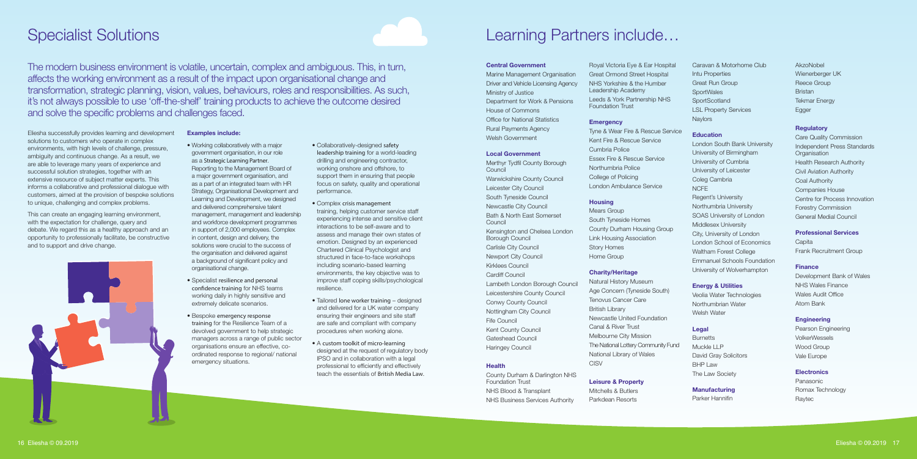# Specialist Solutions

The modern business environment is volatile, uncertain, complex and ambiguous. This, in turn, affects the working environment as a result of the impact upon organisational change and transformation, strategic planning, vision, values, behaviours, roles and responsibilities. As such, it's not always possible to use 'off-the-shelf' training products to achieve the outcome desired and solve the specific problems and challenges faced.

Eliesha successfully provides learning and development solutions to customers who operate in complex environments, with high levels of challenge, pressure, ambiguity and continuous change. As a result, we are able to leverage many years of experience and successful solution strategies, together with an extensive resource of subject matter experts. This informs a collaborative and professional dialogue with customers, aimed at the provision of bespoke solutions to unique, challenging and complex problems.

This can create an engaging learning environment, with the expectation for challenge, query and debate. We regard this as a healthy approach and an opportunity to professionally facilitate, be constructive and to support and drive change.

**Examples include:**

- Working collaboratively with a major government organisation, in our role as a Strategic Learning Partner. Reporting to the Management Board of a major government organisation, and as a part of an integrated team with HR Strategy, Organisational Development and Learning and Development, we designed and delivered comprehensive talent management, management and leadership and workforce development programmes in support of 2,000 employees. Complex in content, design and delivery, the solutions were crucial to the success of the organisation and delivered against a background of significant policy and organisational change.
- Specialist resilience and personal confidence training for NHS teams working daily in highly sensitive and extremely delicate scenarios.
- Bespoke emergency response training for the Resilience Team of a devolved government to help strategic managers across a range of public sector organisations ensure an effective, co-ordinated response to regional/ national emergency situations.
- Collaboratively-designed safety leadership training for a world-leading drilling and engineering contractor, working onshore and offshore, to support them in ensuring that people focus on safety, quality and operational performance.
- Complex crisis management training, helping customer service staff experiencing intense and sensitive client interactions to be self-aware and to assess and manage their own states of emotion. Designed by an experienced Chartered Clinical Psychologist and structured in face-to-face workshops including scenario-based learning environments, the key objective was to improve staff coping skills/psychological resilience.
- Tailored lone worker training – designed and delivered for a UK water company ensuring their engineers and site staff are safe and compliant with company procedures when working alone.
- A custom toolkit of micro-learning designed at the request of regulatory body IPSO and in collaboration with a legal professional to efficiently and effectively teach the essentials of British Media Law.

# Learning Partners include…

### Central Government
Marine Management Organisation
Driver and Vehicle Licensing Agency
Ministry of Justice
Department for Work & Pensions
House of Commons
Office for National Statistics
Rural Payments Agency
Welsh Government

### Local Government
Merthyr Tydfil County Borough Council
Warwickshire County Council
Leicester City Council
South Tyneside Council
Newcastle City Council
Bath & North East Somerset Council
Kensington and Chelsea London Borough Council
Carlisle City Council
Newport City Council
Kirklees Council
Cardiff Council
Lambeth London Borough Council
Leicestershire County Council
Conwy County Council
Nottingham City Council
Fife Council
Kent County Council
Gateshead Council
Haringey Council

### Health
County Durham & Darlington NHS Foundation Trust
NHS Blood & Transplant
NHS Business Services Authority
Royal Victoria Eye & Ear Hospital
Great Ormond Street Hospital
NHS Yorkshire & the Humber Leadership Academy
Leeds & York Partnership NHS Foundation Trust

### Emergency
Tyne & Wear Fire & Rescue Service
Kent Fire & Rescue Service
Cumbria Police
Essex Fire & Rescue Service
Northumbria Police
College of Policing
London Ambulance Service

### Housing
Mears Group
South Tyneside Homes
County Durham Housing Group
Link Housing Association
Story Homes
Home Group

### Charity/Heritage
Natural History Museum
Age Concern (Tyneside South)
Tenovus Cancer Care
British Library
Newcastle United Foundation
Canal & River Trust
Melbourne City Mission
The National Lottery Community Fund
National Library of Wales
CISV

### Leisure & Property
Mitchells & Butlers
Parkdean Resorts
Caravan & Motorhome Club
Intu Properties
Great Run Group
SportWales
SportScotland
LSL Property Services
Naylors

### Education
London South Bank University
University of Birmingham
University of Cumbria
University of Leicester
Coleg Cambria
NCFE
Regent's University
Northumbria University
SOAS University of London
Middlesex University
City, University of London
London School of Economics
Waltham Forest College
Emmanuel Schools Foundation
University of Wolverhampton

### Energy & Utilities
Veolia Water Technologies
Northumbrian Water
Welsh Water

### Legal
Burnetts
Muckle LLP
David Gray Solicitors
BHP Law
The Law Society

### Manufacturing
Parker Hannifin
AkzoNobel
Wienerberger UK
Reece Group
Bristan
Tekmar Energy
Egger

### Regulatory
Care Quality Commission
Independent Press Standards Organisation
Health Research Authority
Civil Aviation Authority
Coal Authority
Companies House
Centre for Process Innovation
Forestry Commission
General Medial Council

### Professional Services
Capita
Frank Recruitment Group

### Finance
Development Bank of Wales
NHS Wales Finance
Wales Audit Office
Atom Bank

### Engineering
Pearson Engineering
VolkerWessels
Wood Group
Vale Europe

### Electronics
Panasonic
Romax Technology
Raytec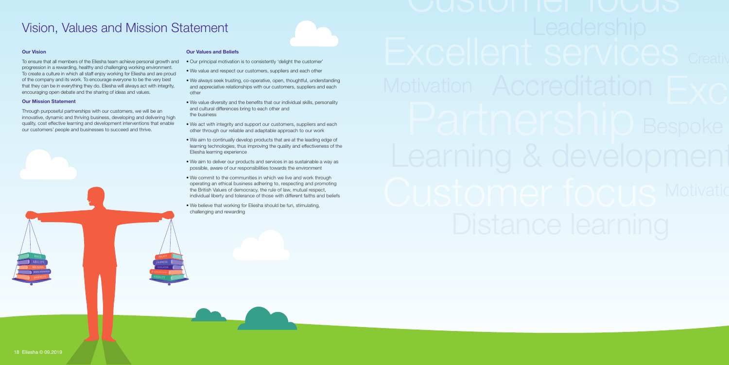# Vision, Values and Mission Statement

### Our Vision

To ensure that all members of the Eliesha team achieve personal growth and progression in a rewarding, healthy and challenging working environment. To create a culture in which all staff enjoy working for Eliesha and are proud of the company and its work. To encourage everyone to be the very best that they can be in everything they do. Eliesha will always act with integrity, encouraging open debate and the sharing of ideas and values.

### Our Mission Statement

Through purposeful partnerships with our customers, we will be an innovative, dynamic and thriving business, developing and delivering high quality, cost effective learning and development interventions that enable our customers' people and businesses to succeed and thrive.

### Our Values and Beliefs

- Our principal motivation is to consistently 'delight the customer'
- We value and respect our customers, suppliers and each other
- We always seek trusting, co-operative, open, thoughtful, understanding and appreciative relationships with our customers, suppliers and each other
- We value diversity and the benefits that our individual skills, personality and cultural differences bring to each other and the business
- We act with integrity and support our customers, suppliers and each other through our reliable and adaptable approach to our work
- We aim to continually develop products that are at the leading edge of learning technologies, thus improving the quality and effectiveness of the Eliesha learning experience
- We aim to deliver our products and services in as sustainable a way as possible, aware of our responsibilities towards the environment
- We commit to the communities in which we live and work through operating an ethical business adhering to, respecting and promoting the British Values of democracy, the rule of law, mutual respect, individual liberty and tolerance of those with different faiths and beliefs
- We believe that working for Eliesha should be fun, stimulating, challenging and rewarding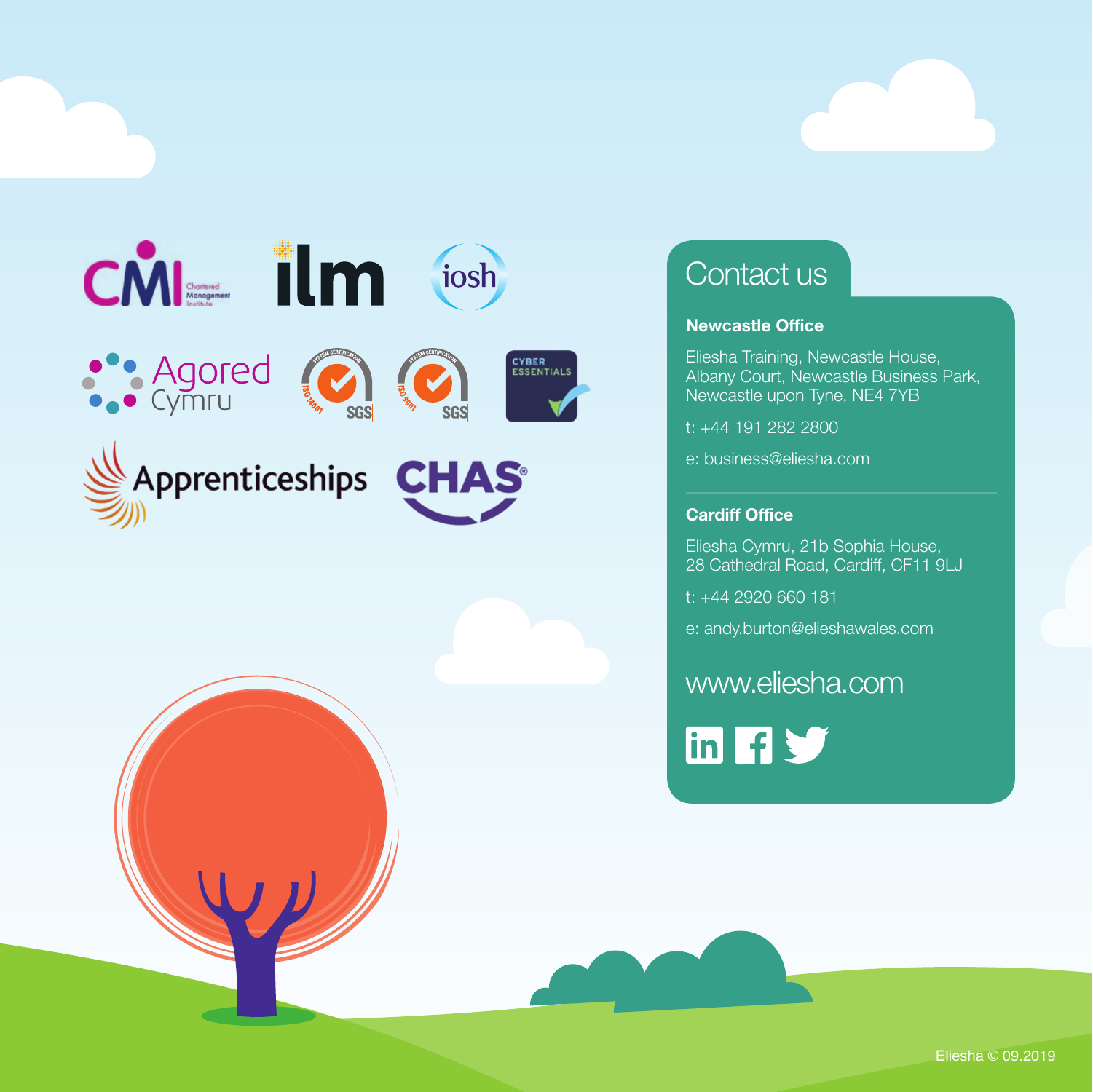## Contact us

### Newcastle Office

Eliesha Training, Newcastle House,
Albany Court, Newcastle Business Park,
Newcastle upon Tyne, NE4 7YB

t: +44 191 282 2800

e: business@eliesha.com

### Cardiff Office

Eliesha Cymru, 21b Sophia House,
28 Cathedral Road, Cardiff, CF11 9LJ

t: +44 2920 660 181

e: andy.burton@elieshawales.com

www.eliesha.com

Eliesha © 09.2019